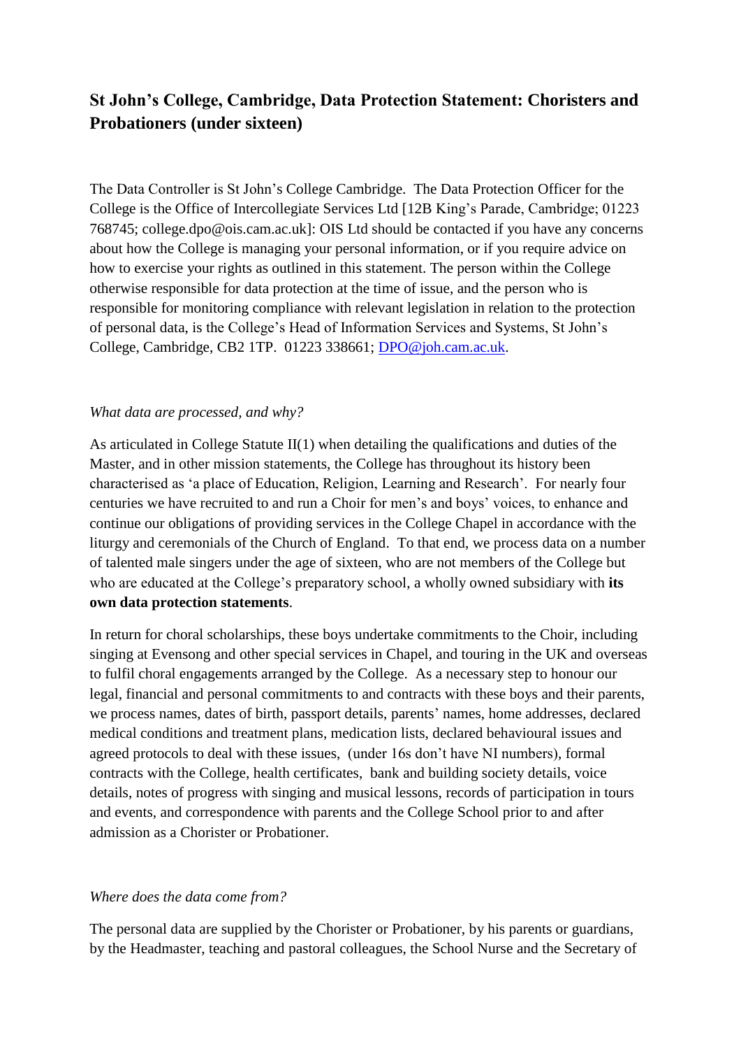# St John's College, Cambridge, Data Protection Statement: Choristers and Probationers (under sixteen)

The Data Controller is St John's College Cambridge. The Data Protection Officer for the College is the Office of Intercollegiate Services Ltd [12B King's Parade, Cambridge; 01223 768745; college.dpo@ois.cam.ac.uk]: OIS Ltd should be contacted if you have any concerns about how the College is managing your personal information, or if you require advice on how to exercise your rights as outlined in this statement. The person within the College otherwise responsible for data protection at the time of issue, and the person who is responsible for monitoring compliance with relevant legislation in relation to the protection of personal data, is the College's Head of Information Services and Systems, St John's College, Cambridge, CB2 1TP. 01223 338661; DPO@joh.cam.ac.uk.

*What data are processed, and why?*

As articulated in College Statute II(1) when detailing the qualifications and duties of the Master, and in other mission statements, the College has throughout its history been characterised as 'a place of Education, Religion, Learning and Research'. For nearly four centuries we have recruited to and run a Choir for men's and boys' voices, to enhance and continue our obligations of providing services in the College Chapel in accordance with the liturgy and ceremonials of the Church of England. To that end, we process data on a number of talented male singers under the age of sixteen, who are not members of the College but who are educated at the College's preparatory school, a wholly owned subsidiary with **its own data protection statements**.

In return for choral scholarships, these boys undertake commitments to the Choir, including singing at Evensong and other special services in Chapel, and touring in the UK and overseas to fulfil choral engagements arranged by the College. As a necessary step to honour our legal, financial and personal commitments to and contracts with these boys and their parents, we process names, dates of birth, passport details, parents' names, home addresses, declared medical conditions and treatment plans, medication lists, declared behavioural issues and agreed protocols to deal with these issues, (under 16s don't have NI numbers), formal contracts with the College, health certificates, bank and building society details, voice details, notes of progress with singing and musical lessons, records of participation in tours and events, and correspondence with parents and the College School prior to and after admission as a Chorister or Probationer.

*Where does the data come from?*

The personal data are supplied by the Chorister or Probationer, by his parents or guardians, by the Headmaster, teaching and pastoral colleagues, the School Nurse and the Secretary of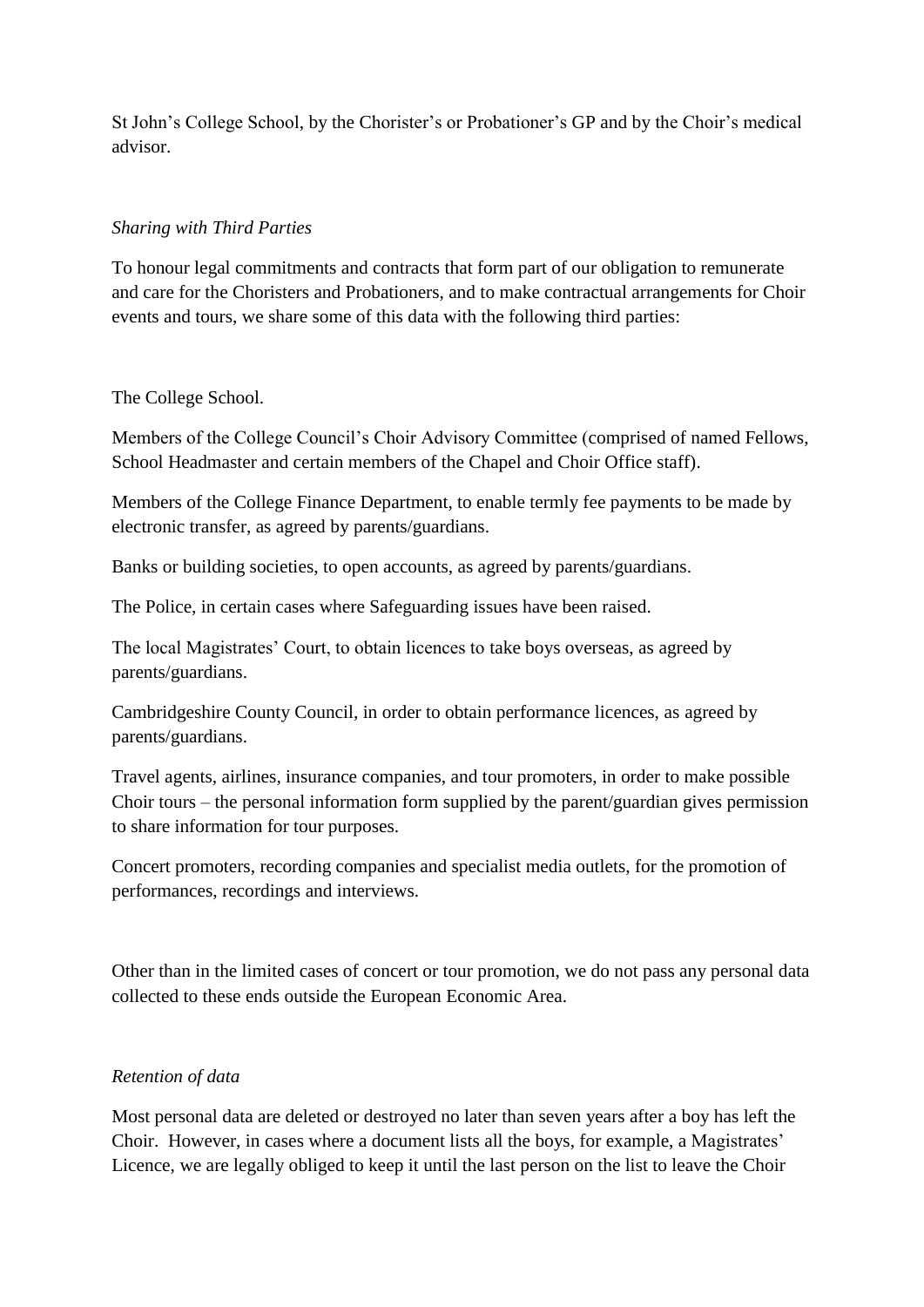St John's College School, by the Chorister's or Probationer's GP and by the Choir's medical advisor.

*Sharing with Third Parties*

To honour legal commitments and contracts that form part of our obligation to remunerate and care for the Choristers and Probationers, and to make contractual arrangements for Choir events and tours, we share some of this data with the following third parties:

The College School.

Members of the College Council's Choir Advisory Committee (comprised of named Fellows, School Headmaster and certain members of the Chapel and Choir Office staff).

Members of the College Finance Department, to enable termly fee payments to be made by electronic transfer, as agreed by parents/guardians.

Banks or building societies, to open accounts, as agreed by parents/guardians.

The Police, in certain cases where Safeguarding issues have been raised.

The local Magistrates' Court, to obtain licences to take boys overseas, as agreed by parents/guardians.

Cambridgeshire County Council, in order to obtain performance licences, as agreed by parents/guardians.

Travel agents, airlines, insurance companies, and tour promoters, in order to make possible Choir tours – the personal information form supplied by the parent/guardian gives permission to share information for tour purposes.

Concert promoters, recording companies and specialist media outlets, for the promotion of performances, recordings and interviews.

Other than in the limited cases of concert or tour promotion, we do not pass any personal data collected to these ends outside the European Economic Area.

*Retention of data*

Most personal data are deleted or destroyed no later than seven years after a boy has left the Choir. However, in cases where a document lists all the boys, for example, a Magistrates' Licence, we are legally obliged to keep it until the last person on the list to leave the Choir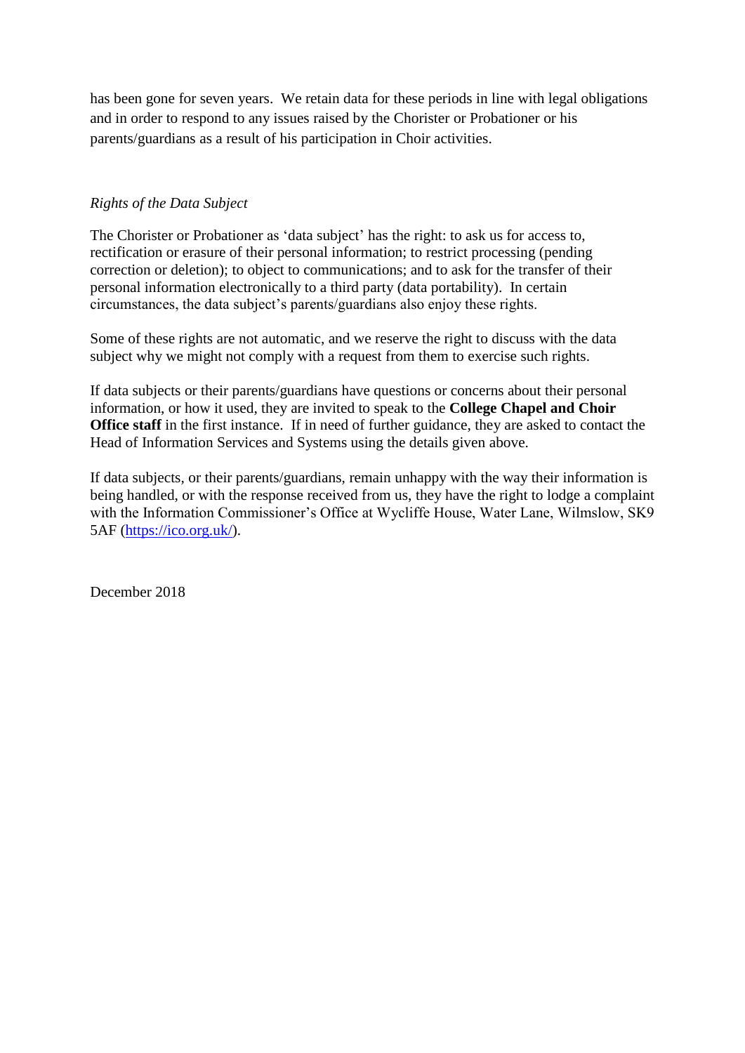has been gone for seven years. We retain data for these periods in line with legal obligations and in order to respond to any issues raised by the Chorister or Probationer or his parents/guardians as a result of his participation in Choir activities.

*Rights of the Data Subject*

The Chorister or Probationer as 'data subject' has the right: to ask us for access to, rectification or erasure of their personal information; to restrict processing (pending correction or deletion); to object to communications; and to ask for the transfer of their personal information electronically to a third party (data portability). In certain circumstances, the data subject's parents/guardians also enjoy these rights.

Some of these rights are not automatic, and we reserve the right to discuss with the data subject why we might not comply with a request from them to exercise such rights.

If data subjects or their parents/guardians have questions or concerns about their personal information, or how it used, they are invited to speak to the **College Chapel and Choir Office staff** in the first instance. If in need of further guidance, they are asked to contact the Head of Information Services and Systems using the details given above.

If data subjects, or their parents/guardians, remain unhappy with the way their information is being handled, or with the response received from us, they have the right to lodge a complaint with the Information Commissioner's Office at Wycliffe House, Water Lane, Wilmslow, SK9 5AF (https://ico.org.uk/).

December 2018